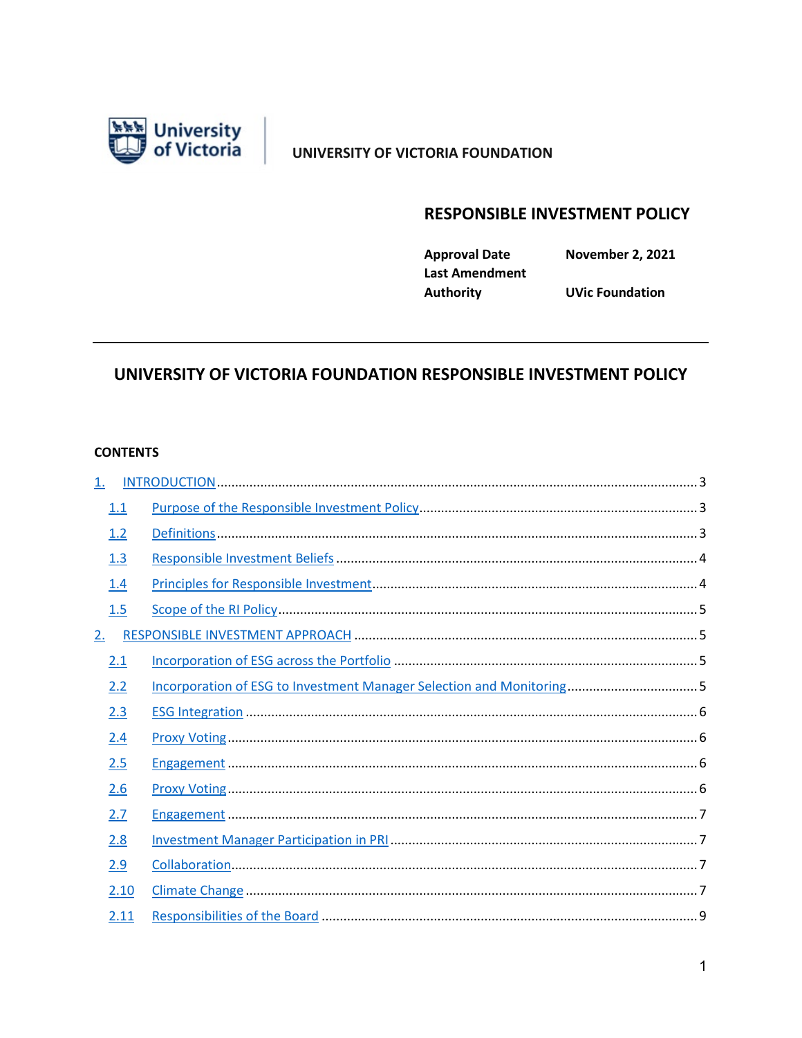University of Victoria

UNIVERSITY OF VICTORIA FOUNDATION

## RESPONSIBLE INVESTMENT POLICY

| | |
|---|---|
| **Approval Date** | **November 2, 2021** |
| **Last Amendment** | |
| **Authority** | **UVic Foundation** |

---

# UNIVERSITY OF VICTORIA FOUNDATION RESPONSIBLE INVESTMENT POLICY

**CONTENTS**

1. INTRODUCTION ........ 3
   - 1.1 Purpose of the Responsible Investment Policy ........ 3
   - 1.2 Definitions ........ 3
   - 1.3 Responsible Investment Beliefs ........ 4
   - 1.4 Principles for Responsible Investment ........ 4
   - 1.5 Scope of the RI Policy ........ 5
2. RESPONSIBLE INVESTMENT APPROACH ........ 5
   - 2.1 Incorporation of ESG across the Portfolio ........ 5
   - 2.2 Incorporation of ESG to Investment Manager Selection and Monitoring ........ 5
   - 2.3 ESG Integration ........ 6
   - 2.4 Proxy Voting ........ 6
   - 2.5 Engagement ........ 6
   - 2.6 Proxy Voting ........ 6
   - 2.7 Engagement ........ 7
   - 2.8 Investment Manager Participation in PRI ........ 7
   - 2.9 Collaboration ........ 7
   - 2.10 Climate Change ........ 7
   - 2.11 Responsibilities of the Board ........ 9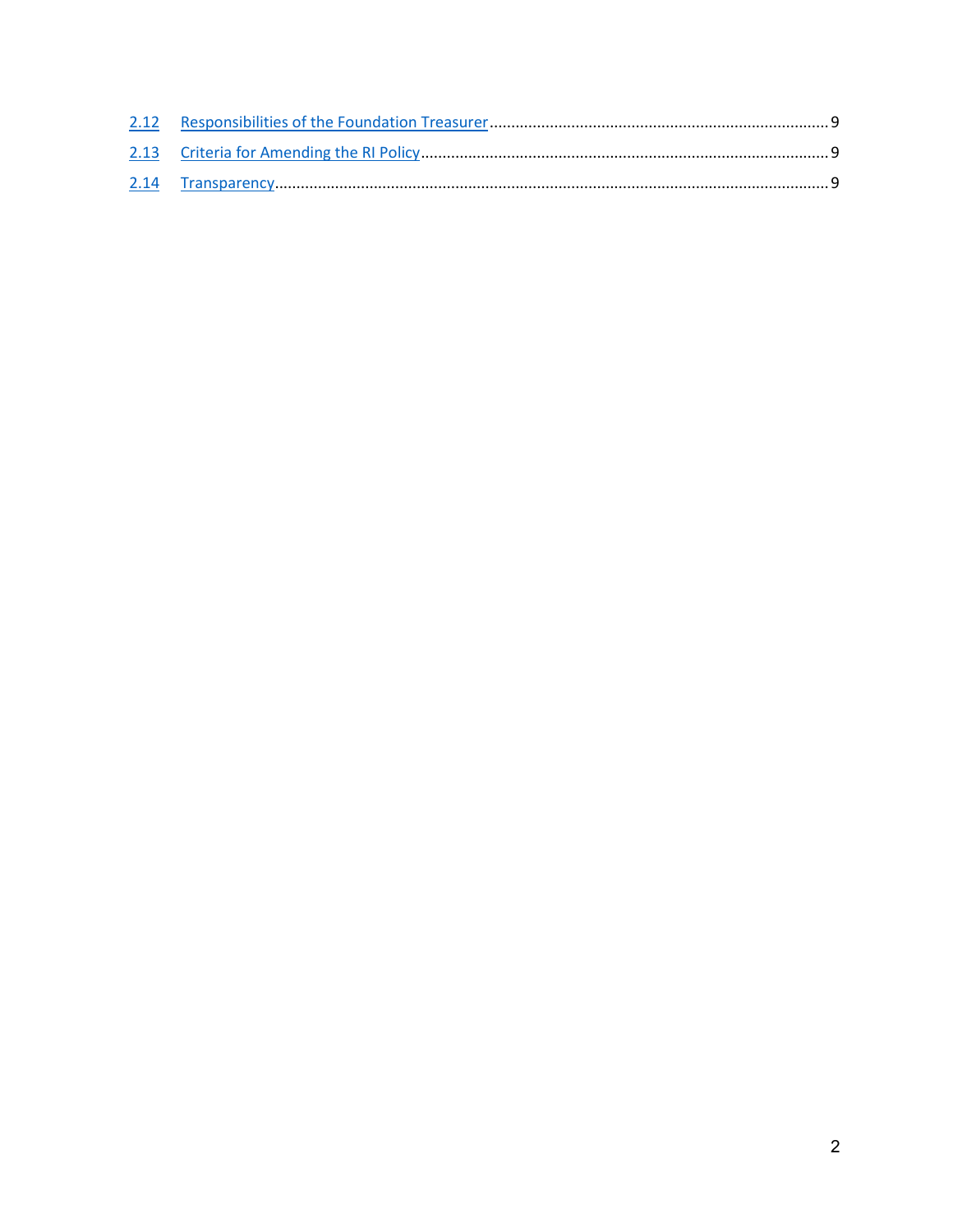2.12 Responsibilities of the Foundation Treasurer ........ 9

2.13 Criteria for Amending the RI Policy ........ 9

2.14 Transparency ........ 9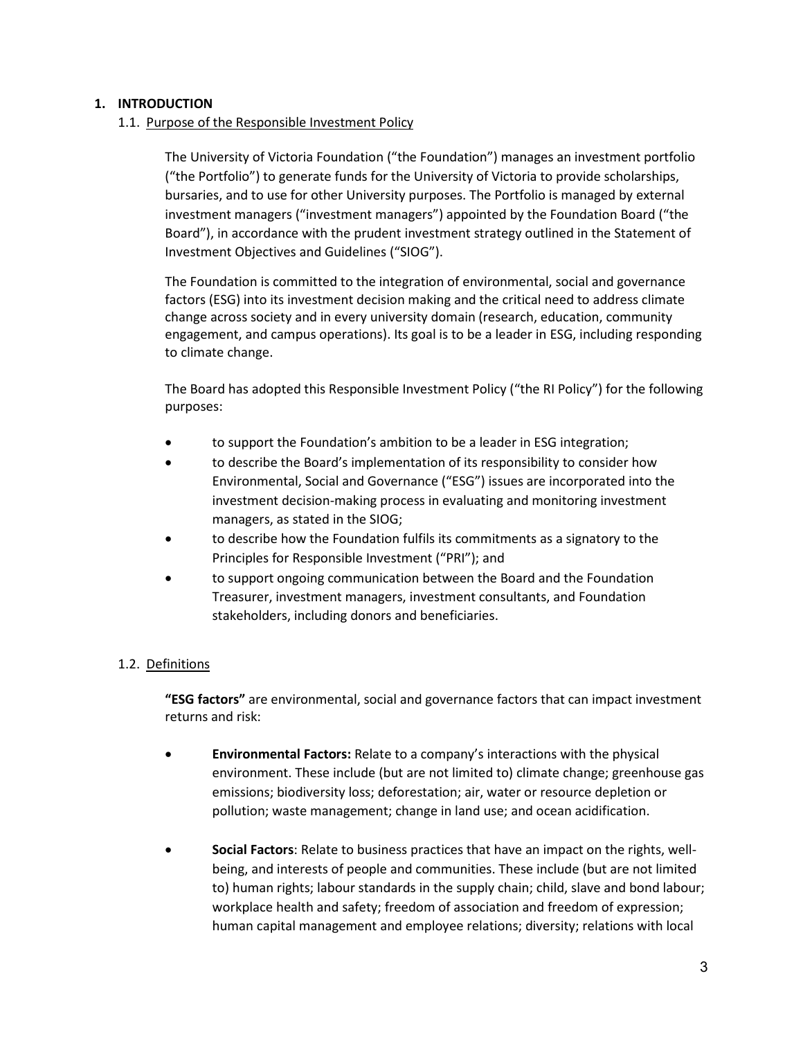# 1. INTRODUCTION

## 1.1. Purpose of the Responsible Investment Policy

The University of Victoria Foundation ("the Foundation") manages an investment portfolio ("the Portfolio") to generate funds for the University of Victoria to provide scholarships, bursaries, and to use for other University purposes. The Portfolio is managed by external investment managers ("investment managers") appointed by the Foundation Board ("the Board"), in accordance with the prudent investment strategy outlined in the Statement of Investment Objectives and Guidelines ("SIOG").

The Foundation is committed to the integration of environmental, social and governance factors (ESG) into its investment decision making and the critical need to address climate change across society and in every university domain (research, education, community engagement, and campus operations). Its goal is to be a leader in ESG, including responding to climate change.

The Board has adopted this Responsible Investment Policy ("the RI Policy") for the following purposes:

- to support the Foundation's ambition to be a leader in ESG integration;
- to describe the Board's implementation of its responsibility to consider how Environmental, Social and Governance ("ESG") issues are incorporated into the investment decision-making process in evaluating and monitoring investment managers, as stated in the SIOG;
- to describe how the Foundation fulfils its commitments as a signatory to the Principles for Responsible Investment ("PRI"); and
- to support ongoing communication between the Board and the Foundation Treasurer, investment managers, investment consultants, and Foundation stakeholders, including donors and beneficiaries.

## 1.2. Definitions

**"ESG factors"** are environmental, social and governance factors that can impact investment returns and risk:

- **Environmental Factors:** Relate to a company's interactions with the physical environment. These include (but are not limited to) climate change; greenhouse gas emissions; biodiversity loss; deforestation; air, water or resource depletion or pollution; waste management; change in land use; and ocean acidification.
- **Social Factors**: Relate to business practices that have an impact on the rights, well-being, and interests of people and communities. These include (but are not limited to) human rights; labour standards in the supply chain; child, slave and bond labour; workplace health and safety; freedom of association and freedom of expression; human capital management and employee relations; diversity; relations with local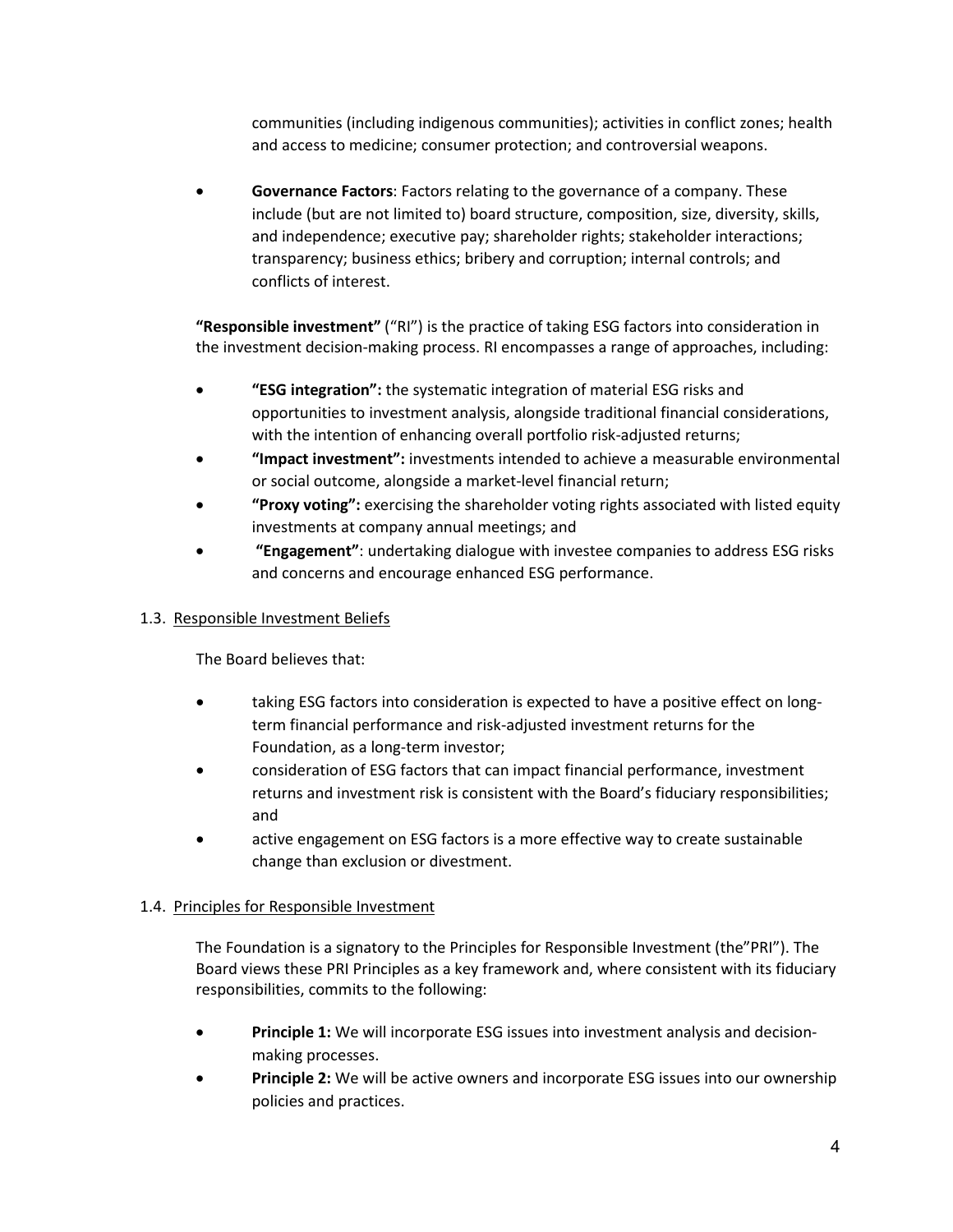communities (including indigenous communities); activities in conflict zones; health and access to medicine; consumer protection; and controversial weapons.

- **Governance Factors**: Factors relating to the governance of a company. These include (but are not limited to) board structure, composition, size, diversity, skills, and independence; executive pay; shareholder rights; stakeholder interactions; transparency; business ethics; bribery and corruption; internal controls; and conflicts of interest.

**"Responsible investment"** ("RI") is the practice of taking ESG factors into consideration in the investment decision-making process. RI encompasses a range of approaches, including:

- **"ESG integration":** the systematic integration of material ESG risks and opportunities to investment analysis, alongside traditional financial considerations, with the intention of enhancing overall portfolio risk-adjusted returns;
- **"Impact investment":** investments intended to achieve a measurable environmental or social outcome, alongside a market-level financial return;
- **"Proxy voting":** exercising the shareholder voting rights associated with listed equity investments at company annual meetings; and
- **"Engagement"**: undertaking dialogue with investee companies to address ESG risks and concerns and encourage enhanced ESG performance.

### 1.3. Responsible Investment Beliefs

The Board believes that:

- taking ESG factors into consideration is expected to have a positive effect on long-term financial performance and risk-adjusted investment returns for the Foundation, as a long-term investor;
- consideration of ESG factors that can impact financial performance, investment returns and investment risk is consistent with the Board's fiduciary responsibilities; and
- active engagement on ESG factors is a more effective way to create sustainable change than exclusion or divestment.

### 1.4. Principles for Responsible Investment

The Foundation is a signatory to the Principles for Responsible Investment (the"PRI"). The Board views these PRI Principles as a key framework and, where consistent with its fiduciary responsibilities, commits to the following:

- **Principle 1:** We will incorporate ESG issues into investment analysis and decision-making processes.
- **Principle 2:** We will be active owners and incorporate ESG issues into our ownership policies and practices.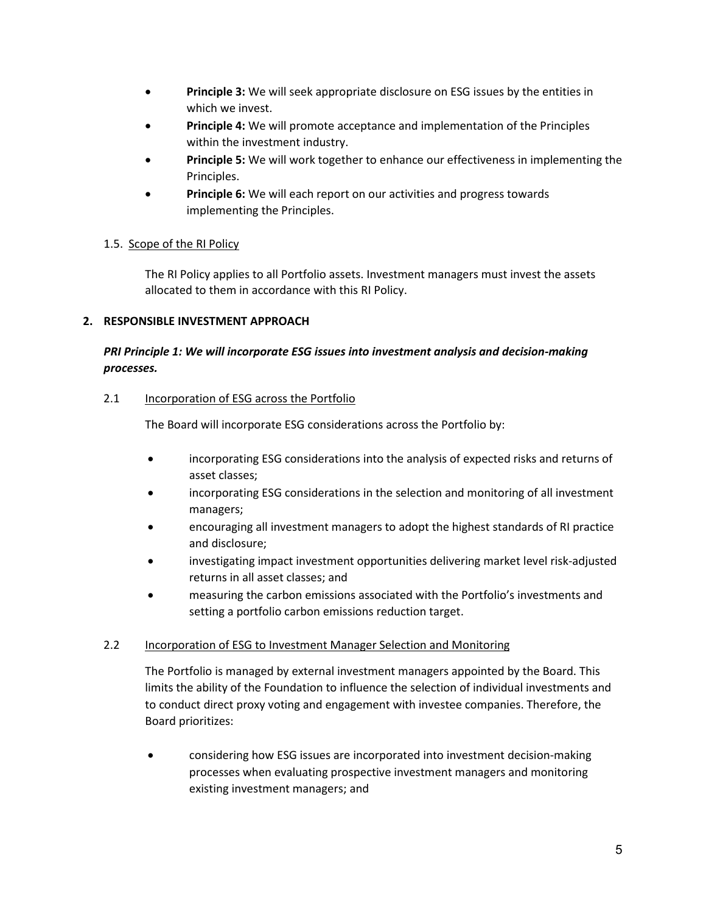- **Principle 3:** We will seek appropriate disclosure on ESG issues by the entities in which we invest.
- **Principle 4:** We will promote acceptance and implementation of the Principles within the investment industry.
- **Principle 5:** We will work together to enhance our effectiveness in implementing the Principles.
- **Principle 6:** We will each report on our activities and progress towards implementing the Principles.

### 1.5. Scope of the RI Policy

The RI Policy applies to all Portfolio assets. Investment managers must invest the assets allocated to them in accordance with this RI Policy.

## 2. RESPONSIBLE INVESTMENT APPROACH

***PRI Principle 1: We will incorporate ESG issues into investment analysis and decision-making processes.***

### 2.1 Incorporation of ESG across the Portfolio

The Board will incorporate ESG considerations across the Portfolio by:

- incorporating ESG considerations into the analysis of expected risks and returns of asset classes;
- incorporating ESG considerations in the selection and monitoring of all investment managers;
- encouraging all investment managers to adopt the highest standards of RI practice and disclosure;
- investigating impact investment opportunities delivering market level risk-adjusted returns in all asset classes; and
- measuring the carbon emissions associated with the Portfolio's investments and setting a portfolio carbon emissions reduction target.

### 2.2 Incorporation of ESG to Investment Manager Selection and Monitoring

The Portfolio is managed by external investment managers appointed by the Board. This limits the ability of the Foundation to influence the selection of individual investments and to conduct direct proxy voting and engagement with investee companies. Therefore, the Board prioritizes:

- considering how ESG issues are incorporated into investment decision-making processes when evaluating prospective investment managers and monitoring existing investment managers; and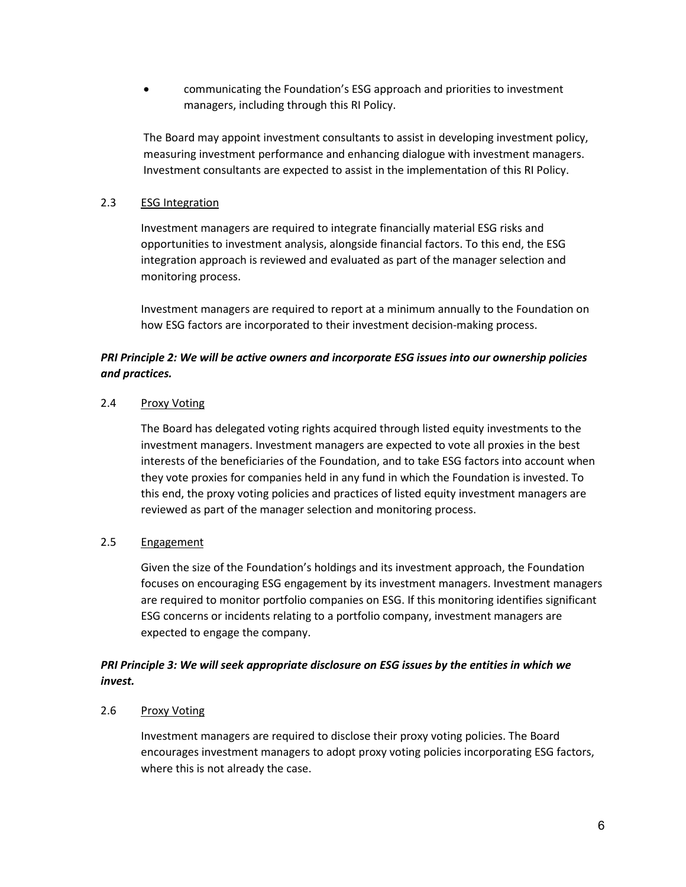- communicating the Foundation's ESG approach and priorities to investment managers, including through this RI Policy.

The Board may appoint investment consultants to assist in developing investment policy, measuring investment performance and enhancing dialogue with investment managers. Investment consultants are expected to assist in the implementation of this RI Policy.

2.3 ESG Integration

Investment managers are required to integrate financially material ESG risks and opportunities to investment analysis, alongside financial factors. To this end, the ESG integration approach is reviewed and evaluated as part of the manager selection and monitoring process.

Investment managers are required to report at a minimum annually to the Foundation on how ESG factors are incorporated to their investment decision-making process.

***PRI Principle 2: We will be active owners and incorporate ESG issues into our ownership policies and practices.***

2.4 Proxy Voting

The Board has delegated voting rights acquired through listed equity investments to the investment managers. Investment managers are expected to vote all proxies in the best interests of the beneficiaries of the Foundation, and to take ESG factors into account when they vote proxies for companies held in any fund in which the Foundation is invested. To this end, the proxy voting policies and practices of listed equity investment managers are reviewed as part of the manager selection and monitoring process.

2.5 Engagement

Given the size of the Foundation's holdings and its investment approach, the Foundation focuses on encouraging ESG engagement by its investment managers. Investment managers are required to monitor portfolio companies on ESG. If this monitoring identifies significant ESG concerns or incidents relating to a portfolio company, investment managers are expected to engage the company.

***PRI Principle 3: We will seek appropriate disclosure on ESG issues by the entities in which we invest.***

2.6 Proxy Voting

Investment managers are required to disclose their proxy voting policies. The Board encourages investment managers to adopt proxy voting policies incorporating ESG factors, where this is not already the case.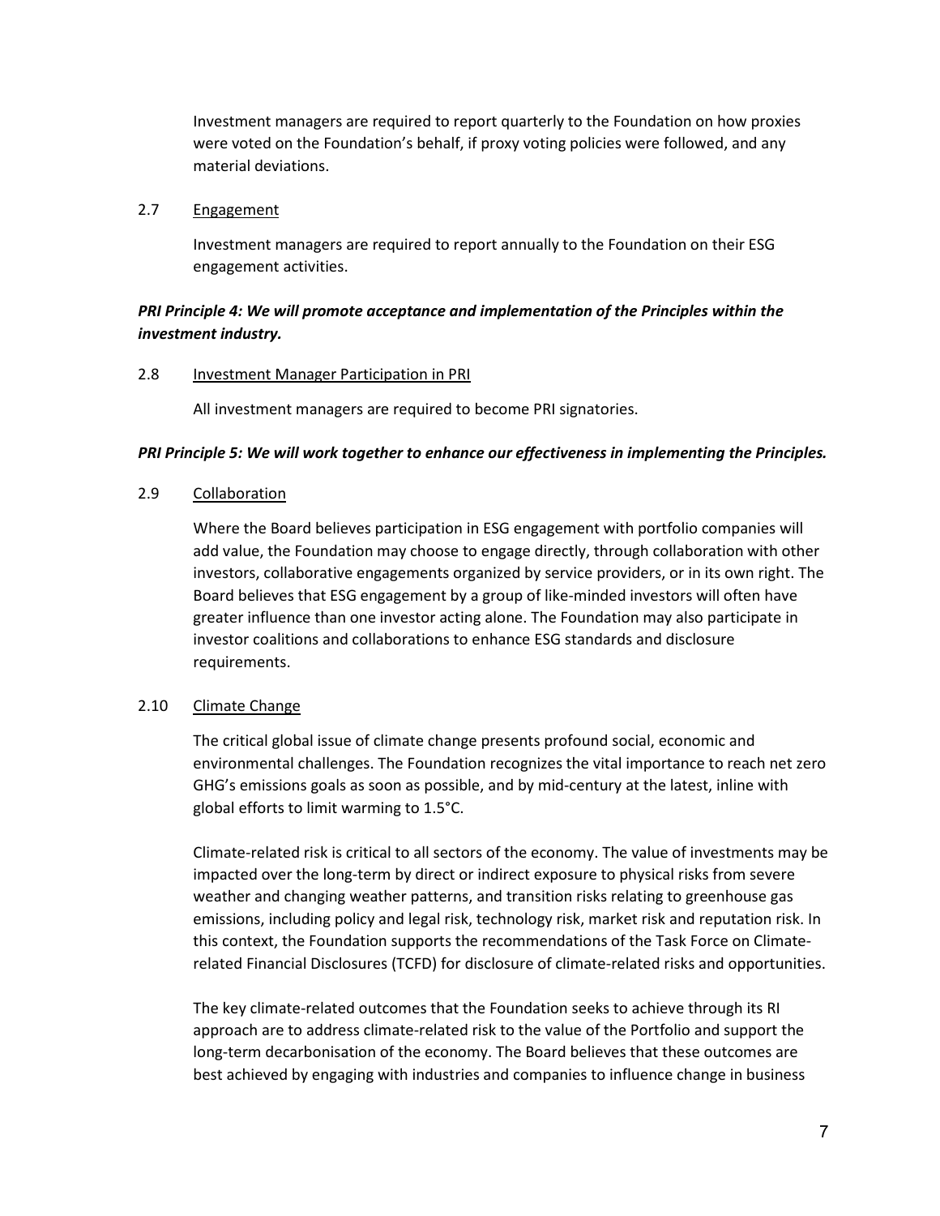Investment managers are required to report quarterly to the Foundation on how proxies were voted on the Foundation's behalf, if proxy voting policies were followed, and any material deviations.

### 2.7 Engagement

Investment managers are required to report annually to the Foundation on their ESG engagement activities.

***PRI Principle 4: We will promote acceptance and implementation of the Principles within the investment industry.***

### 2.8 Investment Manager Participation in PRI

All investment managers are required to become PRI signatories.

***PRI Principle 5: We will work together to enhance our effectiveness in implementing the Principles.***

### 2.9 Collaboration

Where the Board believes participation in ESG engagement with portfolio companies will add value, the Foundation may choose to engage directly, through collaboration with other investors, collaborative engagements organized by service providers, or in its own right. The Board believes that ESG engagement by a group of like-minded investors will often have greater influence than one investor acting alone. The Foundation may also participate in investor coalitions and collaborations to enhance ESG standards and disclosure requirements.

### 2.10 Climate Change

The critical global issue of climate change presents profound social, economic and environmental challenges. The Foundation recognizes the vital importance to reach net zero GHG's emissions goals as soon as possible, and by mid-century at the latest, inline with global efforts to limit warming to 1.5°C.

Climate-related risk is critical to all sectors of the economy. The value of investments may be impacted over the long-term by direct or indirect exposure to physical risks from severe weather and changing weather patterns, and transition risks relating to greenhouse gas emissions, including policy and legal risk, technology risk, market risk and reputation risk. In this context, the Foundation supports the recommendations of the Task Force on Climate-related Financial Disclosures (TCFD) for disclosure of climate-related risks and opportunities.

The key climate-related outcomes that the Foundation seeks to achieve through its RI approach are to address climate-related risk to the value of the Portfolio and support the long-term decarbonisation of the economy. The Board believes that these outcomes are best achieved by engaging with industries and companies to influence change in business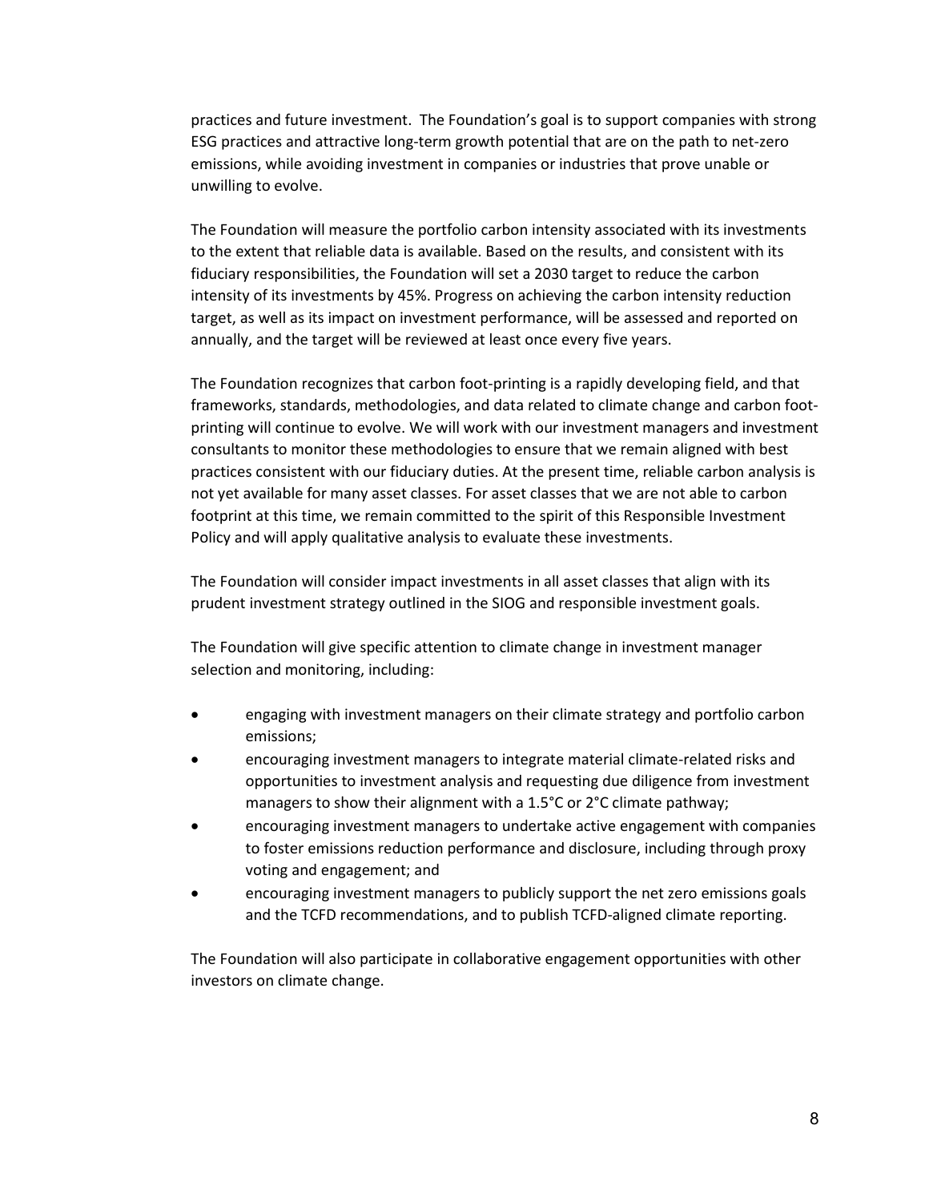practices and future investment. The Foundation's goal is to support companies with strong ESG practices and attractive long-term growth potential that are on the path to net-zero emissions, while avoiding investment in companies or industries that prove unable or unwilling to evolve.

The Foundation will measure the portfolio carbon intensity associated with its investments to the extent that reliable data is available. Based on the results, and consistent with its fiduciary responsibilities, the Foundation will set a 2030 target to reduce the carbon intensity of its investments by 45%. Progress on achieving the carbon intensity reduction target, as well as its impact on investment performance, will be assessed and reported on annually, and the target will be reviewed at least once every five years.

The Foundation recognizes that carbon foot-printing is a rapidly developing field, and that frameworks, standards, methodologies, and data related to climate change and carbon foot-printing will continue to evolve. We will work with our investment managers and investment consultants to monitor these methodologies to ensure that we remain aligned with best practices consistent with our fiduciary duties. At the present time, reliable carbon analysis is not yet available for many asset classes. For asset classes that we are not able to carbon footprint at this time, we remain committed to the spirit of this Responsible Investment Policy and will apply qualitative analysis to evaluate these investments.

The Foundation will consider impact investments in all asset classes that align with its prudent investment strategy outlined in the SIOG and responsible investment goals.

The Foundation will give specific attention to climate change in investment manager selection and monitoring, including:

- engaging with investment managers on their climate strategy and portfolio carbon emissions;
- encouraging investment managers to integrate material climate-related risks and opportunities to investment analysis and requesting due diligence from investment managers to show their alignment with a 1.5°C or 2°C climate pathway;
- encouraging investment managers to undertake active engagement with companies to foster emissions reduction performance and disclosure, including through proxy voting and engagement; and
- encouraging investment managers to publicly support the net zero emissions goals and the TCFD recommendations, and to publish TCFD-aligned climate reporting.

The Foundation will also participate in collaborative engagement opportunities with other investors on climate change.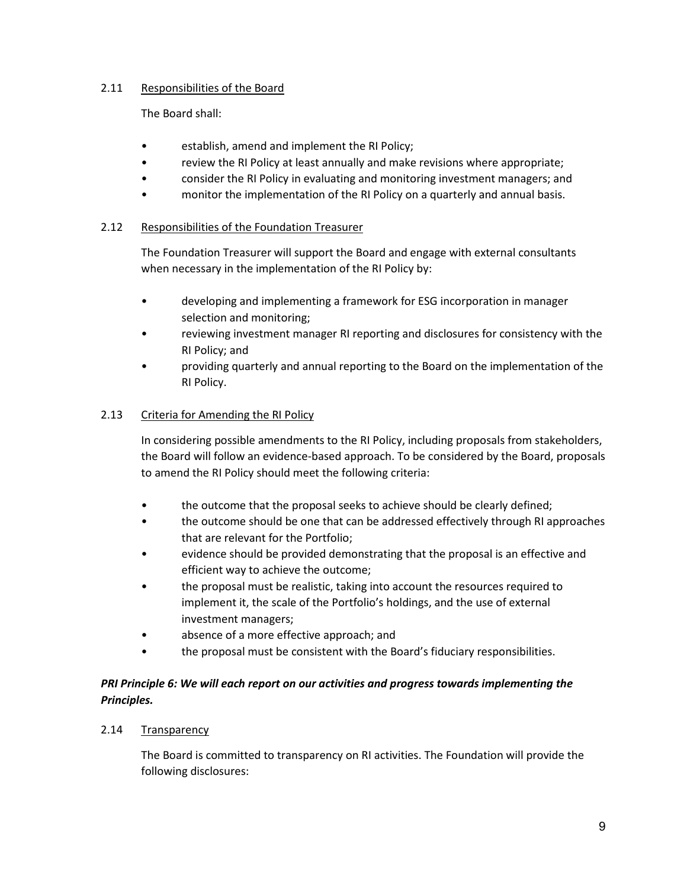2.11 Responsibilities of the Board

The Board shall:

- establish, amend and implement the RI Policy;
- review the RI Policy at least annually and make revisions where appropriate;
- consider the RI Policy in evaluating and monitoring investment managers; and
- monitor the implementation of the RI Policy on a quarterly and annual basis.

2.12 Responsibilities of the Foundation Treasurer

The Foundation Treasurer will support the Board and engage with external consultants when necessary in the implementation of the RI Policy by:

- developing and implementing a framework for ESG incorporation in manager selection and monitoring;
- reviewing investment manager RI reporting and disclosures for consistency with the RI Policy; and
- providing quarterly and annual reporting to the Board on the implementation of the RI Policy.

2.13 Criteria for Amending the RI Policy

In considering possible amendments to the RI Policy, including proposals from stakeholders, the Board will follow an evidence-based approach. To be considered by the Board, proposals to amend the RI Policy should meet the following criteria:

- the outcome that the proposal seeks to achieve should be clearly defined;
- the outcome should be one that can be addressed effectively through RI approaches that are relevant for the Portfolio;
- evidence should be provided demonstrating that the proposal is an effective and efficient way to achieve the outcome;
- the proposal must be realistic, taking into account the resources required to implement it, the scale of the Portfolio's holdings, and the use of external investment managers;
- absence of a more effective approach; and
- the proposal must be consistent with the Board's fiduciary responsibilities.

***PRI Principle 6: We will each report on our activities and progress towards implementing the Principles.***

2.14 Transparency

The Board is committed to transparency on RI activities. The Foundation will provide the following disclosures: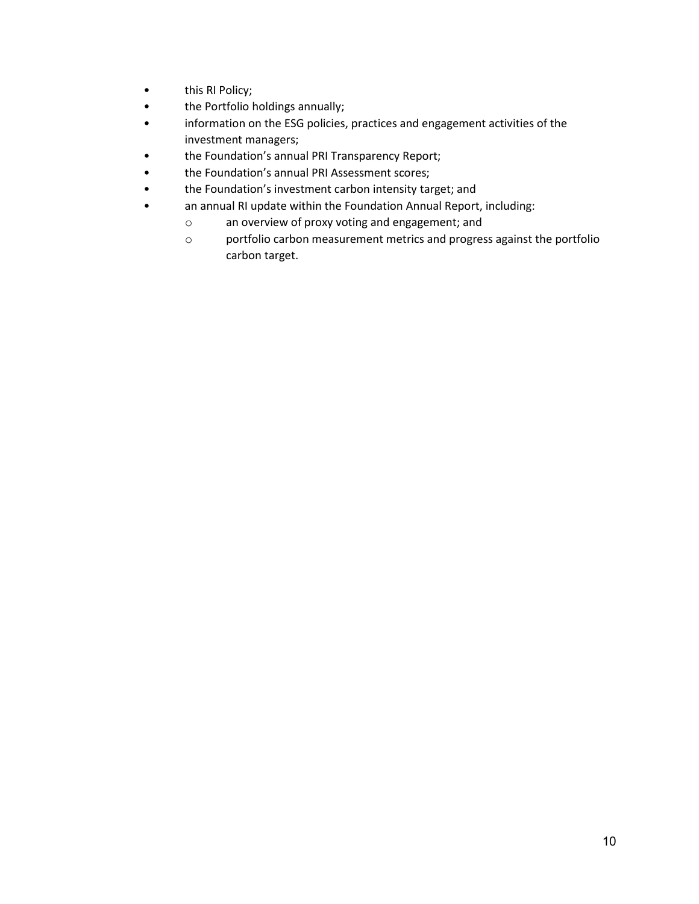- this RI Policy;
- the Portfolio holdings annually;
- information on the ESG policies, practices and engagement activities of the investment managers;
- the Foundation's annual PRI Transparency Report;
- the Foundation's annual PRI Assessment scores;
- the Foundation's investment carbon intensity target; and
- an annual RI update within the Foundation Annual Report, including:
  - an overview of proxy voting and engagement; and
  - portfolio carbon measurement metrics and progress against the portfolio carbon target.